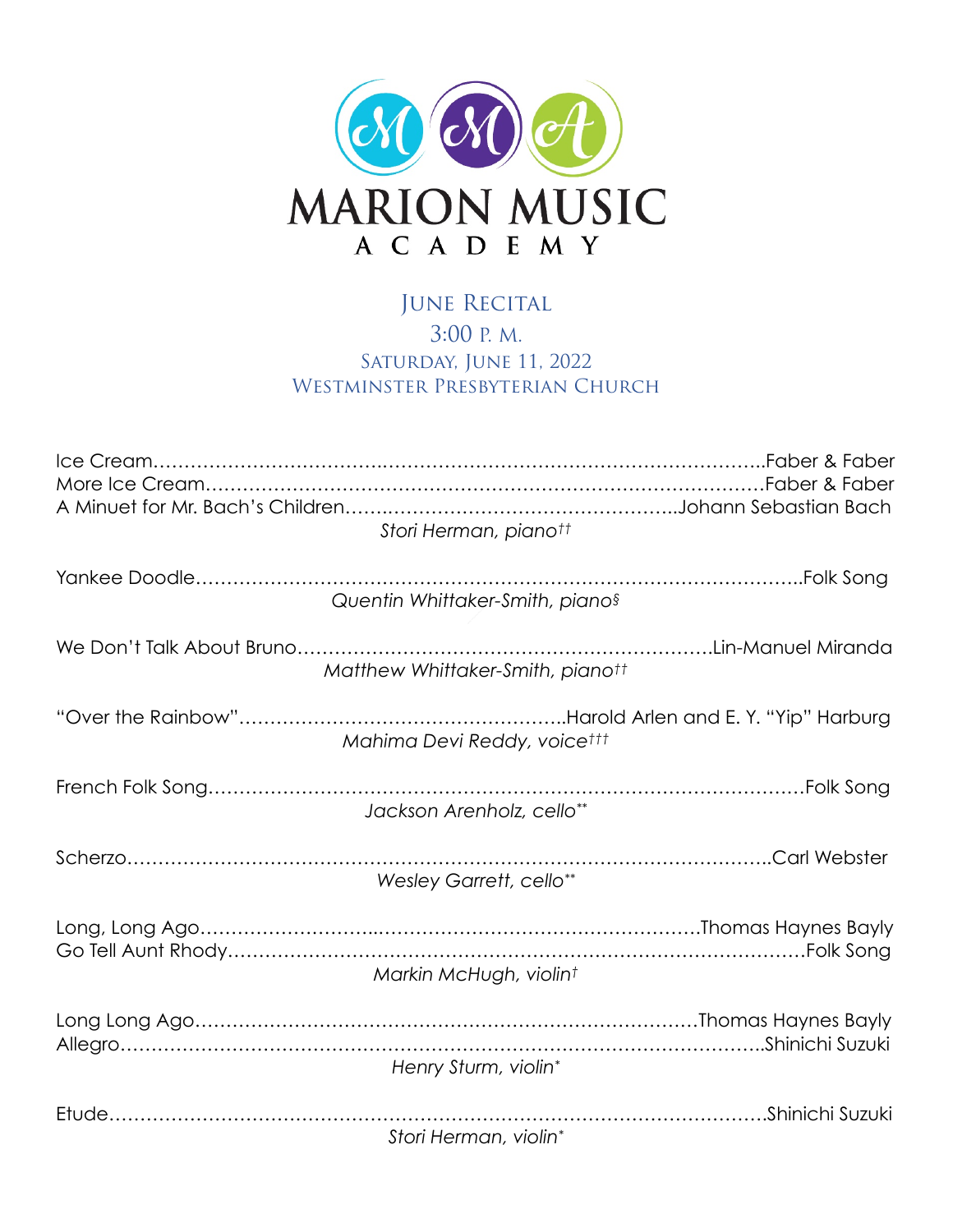# MARION MUSIC ACADEMY

## June Recital

3:00 p. m.
Saturday, June 11, 2022
Westminster Presbyterian Church

Ice Cream……………………………………………………………………………Faber & Faber
More Ice Cream………………………………………………………………………Faber & Faber
A Minuet for Mr. Bach's Children………………………………………………Johann Sebastian Bach

*Stori Herman, piano††*

Yankee Doodle……………………………………………………………………………Folk Song

*Quentin Whittaker-Smith, piano§*

We Don't Talk About Bruno………………………………………………………Lin-Manuel Miranda

*Matthew Whittaker-Smith, piano††*

"Over the Rainbow"……………………………………………Harold Arlen and E. Y. "Yip" Harburg

*Mahima Devi Reddy, voice†††*

French Folk Song……………………………………………………………………………Folk Song

*Jackson Arenholz, cello***

Scherzo……………………………………………………………………………………Carl Webster

*Wesley Garrett, cello***

Long, Long Ago………………………………………………………………Thomas Haynes Bayly
Go Tell Aunt Rhody……………………………………………………………………………Folk Song

*Markin McHugh, violin†*

Long Long Ago…………………………………………………………………Thomas Haynes Bayly
Allegro………………………………………………………………………………Shinichi Suzuki

*Henry Sturm, violin**

Etude…………………………………………………………………………………Shinichi Suzuki

*Stori Herman, violin**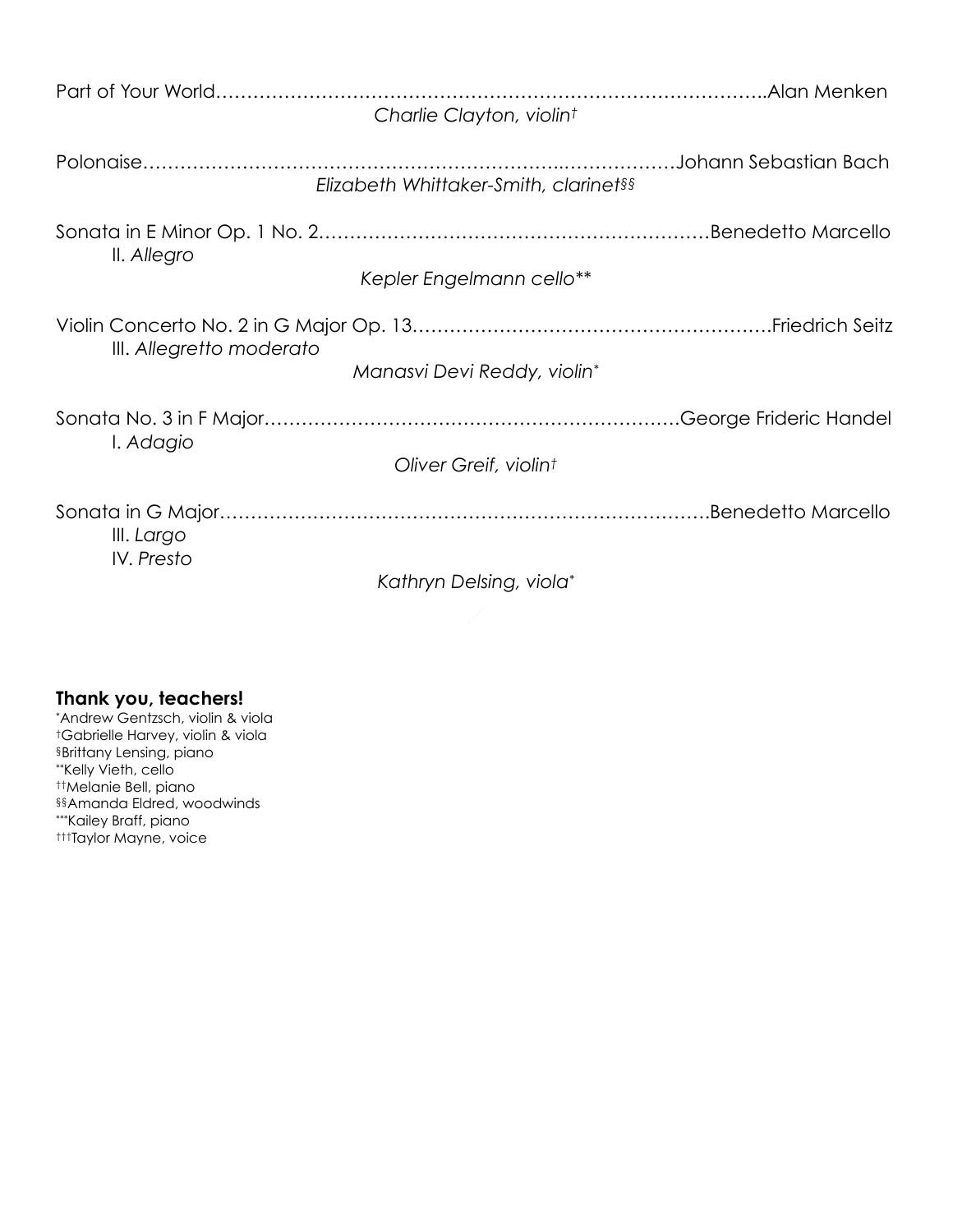Part of Your World……………………………………………………………………………..Alan Menken

*Charlie Clayton, violin†*

Polonaise…………………………………………………………..………………Johann Sebastian Bach

*Elizabeth Whittaker-Smith, clarinet§§*

Sonata in E Minor Op. 1 No. 2………………………………………….…………Benedetto Marcello

II. *Allegro*

*Kepler Engelmann cello***

Violin Concerto No. 2 in G Major Op. 13…………………………………………………Friedrich Seitz

III. *Allegretto moderato*

*Manasvi Devi Reddy, violin**

Sonata No. 3 in F Major…………………………………………………………George Frideric Handel

I. *Adagio*

*Oliver Greif, violin†*

Sonata in G Major………………………………………………………………….Benedetto Marcello

III. *Largo*

IV. *Presto*

*Kathryn Delsing, viola**

**Thank you, teachers!**

*Andrew Gentzsch, violin & viola
†Gabrielle Harvey, violin & viola
§Brittany Lensing, piano
**Kelly Vieth, cello
††Melanie Bell, piano
§§Amanda Eldred, woodwinds
***Kailey Braff, piano
†††Taylor Mayne, voice